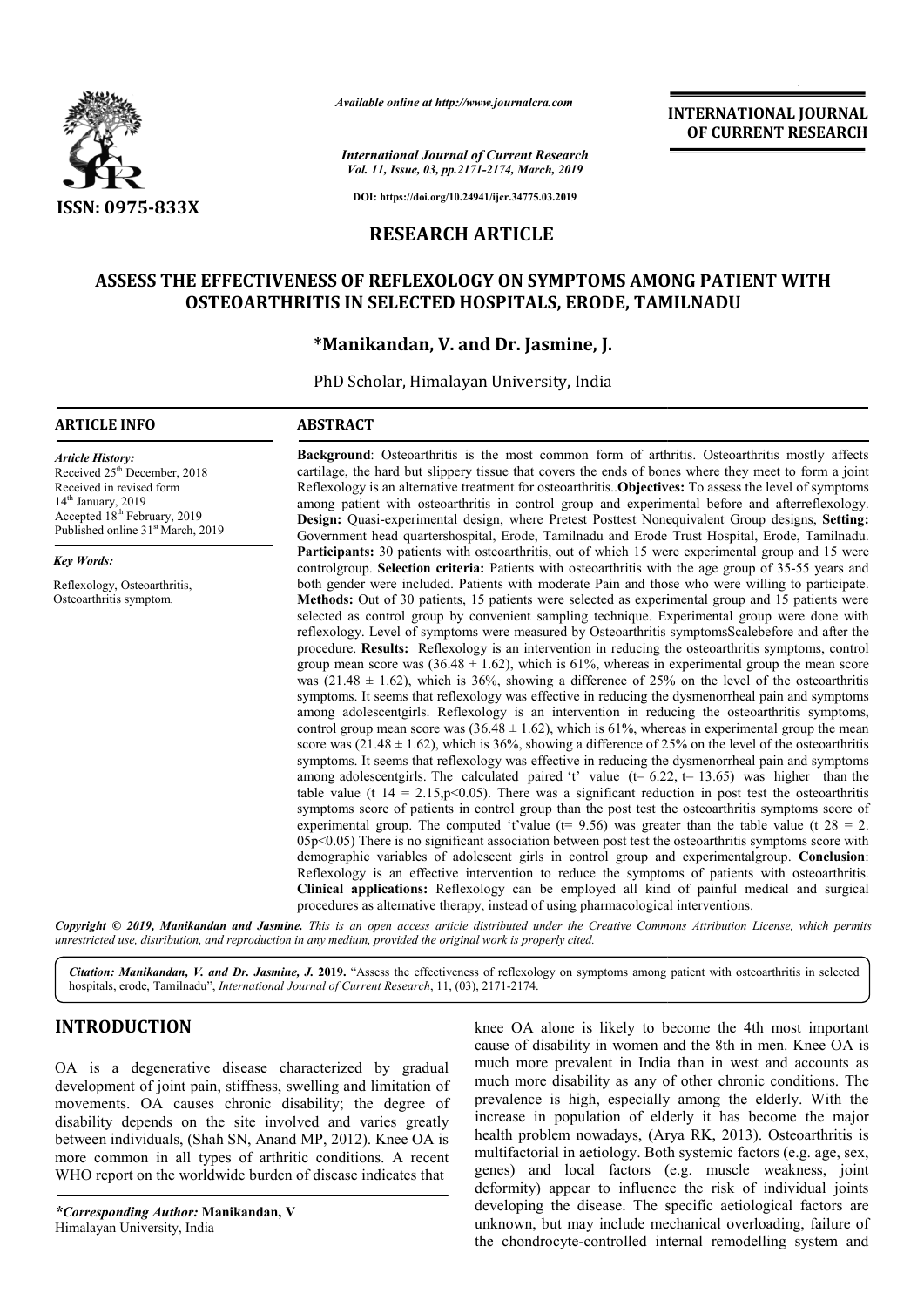# RESEARCH ARTICLE

## ASSESS THE EFFECTIVENESS OF REFLEXOLOGY ON SYMPTOMS AMONG PATIENT WITH OSTEOARTHRITIS IN SELECTED HOSPITALS, ERODE, TAMILNADU

**\*Manikandan, V. and Dr. Jasmine, J.**

PhD Scholar, Himalayan University, India

### ARTICLE INFO

*Article History:*
Received 25[th] December, 2018
Received in revised form
14[th] January, 2019
Accepted 18[th] February, 2019
Published online 31[st] March, 2019

*Key Words:*
Reflexology, Osteoarthritis, Osteoarthritis symptom.

### ABSTRACT

**Background**: Osteoarthritis is the most common form of arthritis. Osteoarthritis mostly affects cartilage, the hard but slippery tissue that covers the ends of bones where they meet to form a joint Reflexology is an alternative treatment for osteoarthritis..**Objectives:** To assess the level of symptoms among patient with osteoarthritis in control group and experimental before and afterreflexology. **Design:** Quasi-experimental design, where Pretest Posttest Nonequivalent Group designs, **Setting:** Government head quartershospital, Erode, Tamilnadu and Erode Trust Hospital, Erode, Tamilnadu. **Participants:** 30 patients with osteoarthritis, out of which 15 were experimental group and 15 were controlgroup. **Selection criteria:** Patients with osteoarthritis with the age group of 35-55 years and both gender were included. Patients with moderate Pain and those who were willing to participate. **Methods:** Out of 30 patients, 15 patients were selected as experimental group and 15 patients were selected as control group by convenient sampling technique. Experimental group were done with reflexology. Level of symptoms were measured by Osteoarthritis symptomsScalebefore and after the procedure. **Results:** Reflexology is an intervention in reducing the osteoarthritis symptoms, control group mean score was ($36.48 \pm 1.62$), which is 61%, whereas in experimental group the mean score was ($21.48 \pm 1.62$), which is 36%, showing a difference of 25% on the level of the osteoarthritis symptoms. It seems that reflexology was effective in reducing the dysmenorrheal pain and symptoms among adolescentgirls. Reflexology is an intervention in reducing the osteoarthritis symptoms, control group mean score was ($36.48 \pm 1.62$), which is 61%, whereas in experimental group the mean score was ($21.48 \pm 1.62$), which is 36%, showing a difference of 25% on the level of the osteoarthritis symptoms. It seems that reflexology was effective in reducing the dysmenorrheal pain and symptoms among adolescentgirls. The calculated paired 't' value (t= 6.22, t= 13.65) was higher than the table value ($t\ 14 = 2.15, p<0.05$). There was a significant reduction in post test the osteoarthritis symptoms score of patients in control group than the post test the osteoarthritis symptoms score of experimental group. The computed 't'value (t= 9.56) was greater than the table value ($t\ 28 = 2.05p<0.05$) There is no significant association between post test the osteoarthritis symptoms score with demographic variables of adolescent girls in control group and experimentalgroup. **Conclusion**: Reflexology is an effective intervention to reduce the symptoms of patients with osteoarthritis. **Clinical applications:** Reflexology can be employed all kind of painful medical and surgical procedures as alternative therapy, instead of using pharmacological interventions.

*Copyright © 2019, Manikandan and Jasmine. This is an open access article distributed under the Creative Commons Attribution License, which permits unrestricted use, distribution, and reproduction in any medium, provided the original work is properly cited.*

*Citation: Manikandan, V. and Dr. Jasmine, J.* **2019.** "Assess the effectiveness of reflexology on symptoms among patient with osteoarthritis in selected hospitals, erode, Tamilnadu", *International Journal of Current Research*, 11, (03), 2171-2174.

## INTRODUCTION

OA is a degenerative disease characterized by gradual development of joint pain, stiffness, swelling and limitation of movements. OA causes chronic disability; the degree of disability depends on the site involved and varies greatly between individuals, (Shah SN, Anand MP, 2012). Knee OA is more common in all types of arthritic conditions. A recent WHO report on the worldwide burden of disease indicates that knee OA alone is likely to become the 4th most important cause of disability in women and the 8th in men. Knee OA is much more prevalent in India than in west and accounts as much more disability as any of other chronic conditions. The prevalence is high, especially among the elderly. With the increase in population of elderly it has become the major health problem nowadays, (Arya RK, 2013). Osteoarthritis is multifactorial in aetiology. Both systemic factors (e.g. age, sex, genes) and local factors (e.g. muscle weakness, joint deformity) appear to influence the risk of individual joints developing the disease. The specific aetiological factors are unknown, but may include mechanical overloading, failure of the chondrocyte-controlled internal remodelling system and

*\*Corresponding Author:* **Manikandan, V**
Himalayan University, India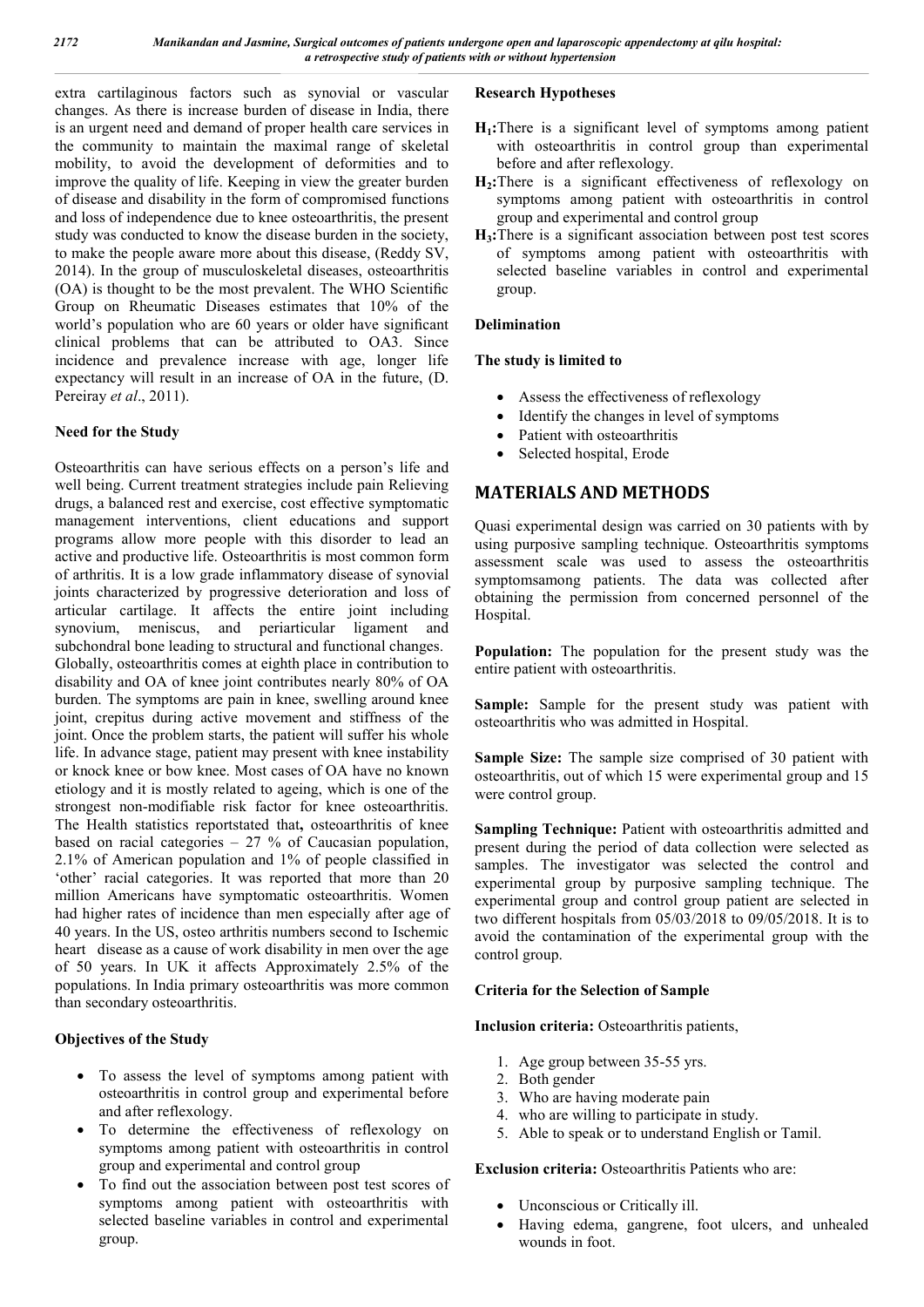extra cartilaginous factors such as synovial or vascular changes. As there is increase burden of disease in India, there is an urgent need and demand of proper health care services in the community to maintain the maximal range of skeletal mobility, to avoid the development of deformities and to improve the quality of life. Keeping in view the greater burden of disease and disability in the form of compromised functions and loss of independence due to knee osteoarthritis, the present study was conducted to know the disease burden in the society, to make the people aware more about this disease, (Reddy SV, 2014). In the group of musculoskeletal diseases, osteoarthritis (OA) is thought to be the most prevalent. The WHO Scientific Group on Rheumatic Diseases estimates that 10% of the world's population who are 60 years or older have significant clinical problems that can be attributed to OA3. Since incidence and prevalence increase with age, longer life expectancy will result in an increase of OA in the future, (D. Pereiray *et al*., 2011).

### Need for the Study

Osteoarthritis can have serious effects on a person's life and well being. Current treatment strategies include pain Relieving drugs, a balanced rest and exercise, cost effective symptomatic management interventions, client educations and support programs allow more people with this disorder to lead an active and productive life. Osteoarthritis is most common form of arthritis. It is a low grade inflammatory disease of synovial joints characterized by progressive deterioration and loss of articular cartilage. It affects the entire joint including synovium, meniscus, and periarticular ligament and subchondral bone leading to structural and functional changes. Globally, osteoarthritis comes at eighth place in contribution to disability and OA of knee joint contributes nearly 80% of OA burden. The symptoms are pain in knee, swelling around knee joint, crepitus during active movement and stiffness of the joint. Once the problem starts, the patient will suffer his whole life. In advance stage, patient may present with knee instability or knock knee or bow knee. Most cases of OA have no known etiology and it is mostly related to ageing, which is one of the strongest non-modifiable risk factor for knee osteoarthritis. The Health statistics reportstated that**,** osteoarthritis of knee based on racial categories – 27 % of Caucasian population, 2.1% of American population and 1% of people classified in 'other' racial categories. It was reported that more than 20 million Americans have symptomatic osteoarthritis. Women had higher rates of incidence than men especially after age of 40 years. In the US, osteo arthritis numbers second to Ischemic heart disease as a cause of work disability in men over the age of 50 years. In UK it affects Approximately 2.5% of the populations. In India primary osteoarthritis was more common than secondary osteoarthritis.

### Objectives of the Study

- To assess the level of symptoms among patient with osteoarthritis in control group and experimental before and after reflexology.
- To determine the effectiveness of reflexology on symptoms among patient with osteoarthritis in control group and experimental and control group
- To find out the association between post test scores of symptoms among patient with osteoarthritis with selected baseline variables in control and experimental group.

### Research Hypotheses

**$H_1$:**There is a significant level of symptoms among patient with osteoarthritis in control group than experimental before and after reflexology.

**$H_2$:**There is a significant effectiveness of reflexology on symptoms among patient with osteoarthritis in control group and experimental and control group

**$H_3$:**There is a significant association between post test scores of symptoms among patient with osteoarthritis with selected baseline variables in control and experimental group.

### Delimination

**The study is limited to**

- Assess the effectiveness of reflexology
- Identify the changes in level of symptoms
- Patient with osteoarthritis
- Selected hospital, Erode

## MATERIALS AND METHODS

Quasi experimental design was carried on 30 patients with by using purposive sampling technique. Osteoarthritis symptoms assessment scale was used to assess the osteoarthritis symptomsamong patients. The data was collected after obtaining the permission from concerned personnel of the Hospital.

**Population:** The population for the present study was the entire patient with osteoarthritis.

**Sample:** Sample for the present study was patient with osteoarthritis who was admitted in Hospital.

**Sample Size:** The sample size comprised of 30 patient with osteoarthritis, out of which 15 were experimental group and 15 were control group.

**Sampling Technique:** Patient with osteoarthritis admitted and present during the period of data collection were selected as samples. The investigator was selected the control and experimental group by purposive sampling technique. The experimental group and control group patient are selected in two different hospitals from 05/03/2018 to 09/05/2018. It is to avoid the contamination of the experimental group with the control group.

### Criteria for the Selection of Sample

**Inclusion criteria:** Osteoarthritis patients,

1. Age group between 35-55 yrs.
2. Both gender
3. Who are having moderate pain
4. who are willing to participate in study.
5. Able to speak or to understand English or Tamil.

**Exclusion criteria:** Osteoarthritis Patients who are:

- Unconscious or Critically ill.
- Having edema, gangrene, foot ulcers, and unhealed wounds in foot.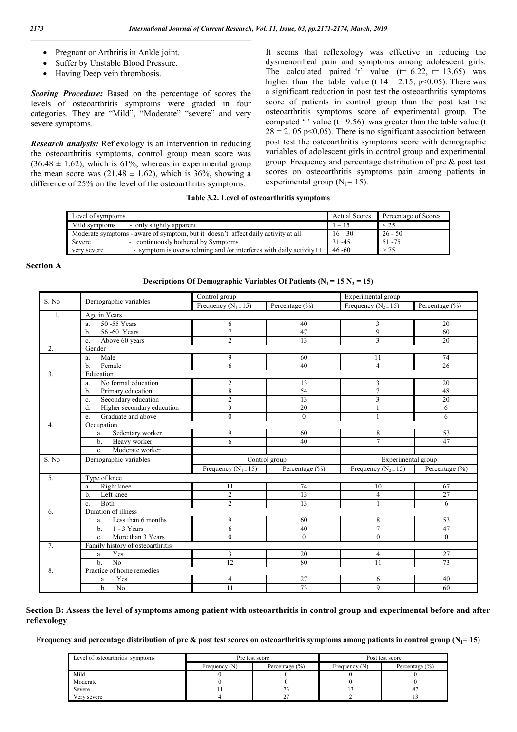- Pregnant or Arthritis in Ankle joint.
- Suffer by Unstable Blood Pressure.
- Having Deep vein thrombosis.

***Scoring Procedure:*** Based on the percentage of scores the levels of osteoarthritis symptoms were graded in four categories. They are "Mild", "Moderate" "severe" and very severe symptoms.

***Research analysis:*** Reflexology is an intervention in reducing the osteoarthritis symptoms, control group mean score was ($36.48 \pm 1.62$), which is 61%, whereas in experimental group the mean score was ($21.48 \pm 1.62$), which is 36%, showing a difference of 25% on the level of the osteoarthritis symptoms.

It seems that reflexology was effective in reducing the dysmenorrheal pain and symptoms among adolescent girls. The calculated paired 't' value (t= 6.22, t= 13.65) was higher than the table value ($t\ 14 = 2.15$, $p<0.05$). There was a significant reduction in post test the osteoarthritis symptoms score of patients in control group than the post test the osteoarthritis symptoms score of experimental group. The computed 't' value (t= 9.56) was greater than the table value ($t\ 28 = 2.05$ $p<0.05$). There is no significant association between post test the osteoarthritis symptoms score with demographic variables of adolescent girls in control group and experimental group. Frequency and percentage distribution of pre & post test scores on osteoarthritis symptoms pain among patients in experimental group ($N_1$= 15).

**Table 3.2. Level of osteoarthritis symptoms**

| Level of symptoms | Actual Scores | Percentage of Scores |
|---|---|---|
| Mild symptoms - only slightly apparent | 1 – 15 | < 25 |
| Moderate symptoms - aware of symptom, but it doesn't affect daily activity at all | 16 – 30 | 26 - 50 |
| Severe - continuously bothered by Symptoms | 31 -45 | 51 -75 |
| very severe - symptom is overwhelming and /or interferes with daily activity++ | 46 -60 | > 75 |

## Section A

**Descriptions Of Demographic Variables Of Patients ($N_1 = 15$ $N_2 = 15$)**

| S. No | Demographic variables | Control group | | Experimental group | |
|---|---|---|---|---|---|
| | | Frequency ($N_1 = 15$) | Percentage (%) | Frequency ($N_2 = 15$) | Percentage (%) |
| 1. | Age in Years | | | | |
| | a. 50 -55 Years | 6 | 40 | 3 | 20 |
| | b. 56 -60 Years | 7 | 47 | 9 | 60 |
| | c. Above 60 years | 2 | 13 | 3 | 20 |
| 2. | Gender | | | | |
| | a. Male | 9 | 60 | 11 | 74 |
| | b. Female | 6 | 40 | 4 | 26 |
| 3. | Education | | | | |
| | a. No formal education | 2 | 13 | 3 | 20 |
| | b. Primary education | 8 | 54 | 7 | 48 |
| | c. Secondary education | 2 | 13 | 3 | 20 |
| | d. Higher secondary education | 3 | 20 | 1 | 6 |
| | e. Graduate and above | 0 | 0 | 1 | 6 |
| 4. | Occupation | | | | |
| | a. Sedentary worker | 9 | 60 | 8 | 53 |
| | b. Heavy worker | 6 | 40 | 7 | 47 |
| | c. Moderate worker | | | | |
| S. No | Demographic variables | Control group | | Experimental group | |
| | | Frequency ($N_1 = 15$) | Percentage (%) | Frequency ($N_2 = 15$) | Percentage (%) |
| 5. | Type of knee | | | | |
| | a. Right knee | 11 | 74 | 10 | 67 |
| | b. Left knee | 2 | 13 | 4 | 27 |
| | c. Both | 2 | 13 | 1 | 6 |
| 6. | Duration of illness | | | | |
| | a. Less than 6 months | 9 | 60 | 8 | 53 |
| | b. 1 - 3 Years | 6 | 40 | 7 | 47 |
| | c. More than 3 Years | 0 | 0 | 0 | 0 |
| 7. | Family history of osteoarthritis | | | | |
| | a. Yes | 3 | 20 | 4 | 27 |
| | b. No | 12 | 80 | 11 | 73 |
| 8. | Practice of home remedies | | | | |
| | a. Yes | 4 | 27 | 6 | 40 |
| | b. No | 11 | 73 | 9 | 60 |

## Section B: Assess the level of symptoms among patient with osteoarthritis in control group and experimental before and after reflexology

**Frequency and percentage distribution of pre & post test scores on osteoarthritis symptoms among patients in control group ($N_1$= 15)**

| Level of osteoarthritis symptoms | Pre test score | | Post test score | |
|---|---|---|---|---|
| | Frequency (N) | Percentage (%) | Frequency (N) | Percentage (%) |
| Mild | 0 | 0 | 0 | 0 |
| Moderate | 0 | 0 | 0 | 0 |
| Severe | 11 | 73 | 13 | 87 |
| Very severe | 4 | 27 | 2 | 13 |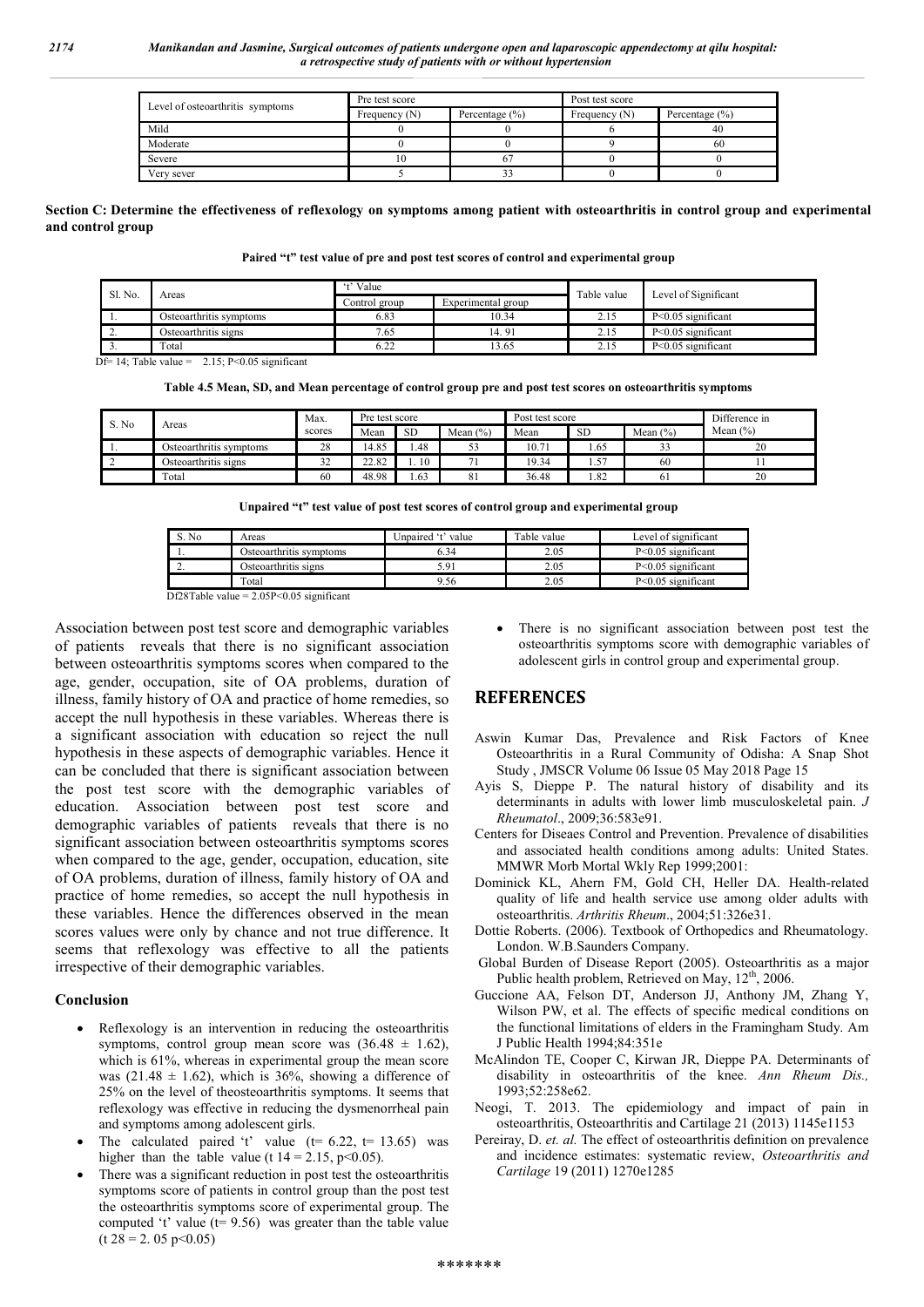| Level of osteoarthritis symptoms | Pre test score | | Post test score | |
|---|---|---|---|---|
| | Frequency (N) | Percentage (%) | Frequency (N) | Percentage (%) |
| Mild | 0 | 0 | 6 | 40 |
| Moderate | 0 | 0 | 9 | 60 |
| Severe | 10 | 67 | 0 | 0 |
| Very sever | 5 | 33 | 0 | 0 |

**Section C: Determine the effectiveness of reflexology on symptoms among patient with osteoarthritis in control group and experimental and control group**

**Paired "t" test value of pre and post test scores of control and experimental group**

| Sl. No. | Areas | 't' Value | | Table value | Level of Significant |
|---|---|---|---|---|---|
| | | Control group | Experimental group | | |
| 1. | Osteoarthritis symptoms | 6.83 | 10.34 | 2.15 | P<0.05 significant |
| 2. | Osteoarthritis signs | 7.65 | 14. 91 | 2.15 | P<0.05 significant |
| 3. | Total | 6.22 | 13.65 | 2.15 | P<0.05 significant |

Df= 14; Table value = 2.15; P<0.05 significant

**Table 4.5 Mean, SD, and Mean percentage of control group pre and post test scores on osteoarthritis symptoms**

| S. No | Areas | Max. scores | Pre test score | | | Post test score | | | Difference in Mean (%) |
|---|---|---|---|---|---|---|---|---|---|
| | | | Mean | SD | Mean (%) | Mean | SD | Mean (%) | |
| 1. | Osteoarthritis symptoms | 28 | 14.85 | 1.48 | 53 | 10.71 | 1.65 | 33 | 20 |
| 2 | Osteoarthritis signs | 32 | 22.82 | 1. 10 | 71 | 19.34 | 1.57 | 60 | 11 |
| | Total | 60 | 48.98 | 1.63 | 81 | 36.48 | 1.82 | 61 | 20 |

**Unpaired "t" test value of post test scores of control group and experimental group**

| S. No | Areas | Unpaired 't' value | Table value | Level of significant |
|---|---|---|---|---|
| 1. | Osteoarthritis symptoms | 6.34 | 2.05 | P<0.05 significant |
| 2. | Osteoarthritis signs | 5.91 | 2.05 | P<0.05 significant |
| | Total | 9.56 | 2.05 | P<0.05 significant |

Df28Table value = 2.05P<0.05 significant

Association between post test score and demographic variables of patients reveals that there is no significant association between osteoarthritis symptoms scores when compared to the age, gender, occupation, site of OA problems, duration of illness, family history of OA and practice of home remedies, so accept the null hypothesis in these variables. Whereas there is a significant association with education so reject the null hypothesis in these aspects of demographic variables. Hence it can be concluded that there is significant association between the post test score with the demographic variables of education. Association between post test score and demographic variables of patients reveals that there is no significant association between osteoarthritis symptoms scores when compared to the age, gender, occupation, education, site of OA problems, duration of illness, family history of OA and practice of home remedies, so accept the null hypothesis in these variables. Hence the differences observed in the mean scores values were only by chance and not true difference. It seems that reflexology was effective to all the patients irrespective of their demographic variables.

### Conclusion

- Reflexology is an intervention in reducing the osteoarthritis symptoms, control group mean score was ($36.48 \pm 1.62$), which is 61%, whereas in experimental group the mean score was ($21.48 \pm 1.62$), which is 36%, showing a difference of 25% on the level of theosteoarthritis symptoms. It seems that reflexology was effective in reducing the dysmenorrheal pain and symptoms among adolescent girls.
- The calculated paired 't' value (t= 6.22, t= 13.65) was higher than the table value (t 14 = 2.15, p<0.05).
- There was a significant reduction in post test the osteoarthritis symptoms score of patients in control group than the post test the osteoarthritis symptoms score of experimental group. The computed 't' value (t= 9.56) was greater than the table value (t 28 = 2. 05 p<0.05)
- There is no significant association between post test the osteoarthritis symptoms score with demographic variables of adolescent girls in control group and experimental group.

## REFERENCES

Aswin Kumar Das, Prevalence and Risk Factors of Knee Osteoarthritis in a Rural Community of Odisha: A Snap Shot Study , JMSCR Volume 06 Issue 05 May 2018 Page 15

Ayis S, Dieppe P. The natural history of disability and its determinants in adults with lower limb musculoskeletal pain. *J Rheumatol*., 2009;36:583e91.

Centers for Diseaes Control and Prevention. Prevalence of disabilities and associated health conditions among adults: United States. MMWR Morb Mortal Wkly Rep 1999;2001:

Dominick KL, Ahern FM, Gold CH, Heller DA. Health-related quality of life and health service use among older adults with osteoarthritis. *Arthritis Rheum*., 2004;51:326e31.

Dottie Roberts. (2006). Textbook of Orthopedics and Rheumatology. London. W.B.Saunders Company.

Global Burden of Disease Report (2005). Osteoarthritis as a major Public health problem, Retrieved on May, 12th, 2006.

Guccione AA, Felson DT, Anderson JJ, Anthony JM, Zhang Y, Wilson PW, et al. The effects of specific medical conditions on the functional limitations of elders in the Framingham Study. Am J Public Health 1994;84:351e

McAlindon TE, Cooper C, Kirwan JR, Dieppe PA. Determinants of disability in osteoarthritis of the knee. *Ann Rheum Dis.,* 1993;52:258e62.

Neogi, T. 2013. The epidemiology and impact of pain in osteoarthritis, Osteoarthritis and Cartilage 21 (2013) 1145e1153

Pereiray, D. *et. al.* The effect of osteoarthritis definition on prevalence and incidence estimates: systematic review, *Osteoarthritis and Cartilage* 19 (2011) 1270e1285

\*\*\*\*\*\*\*